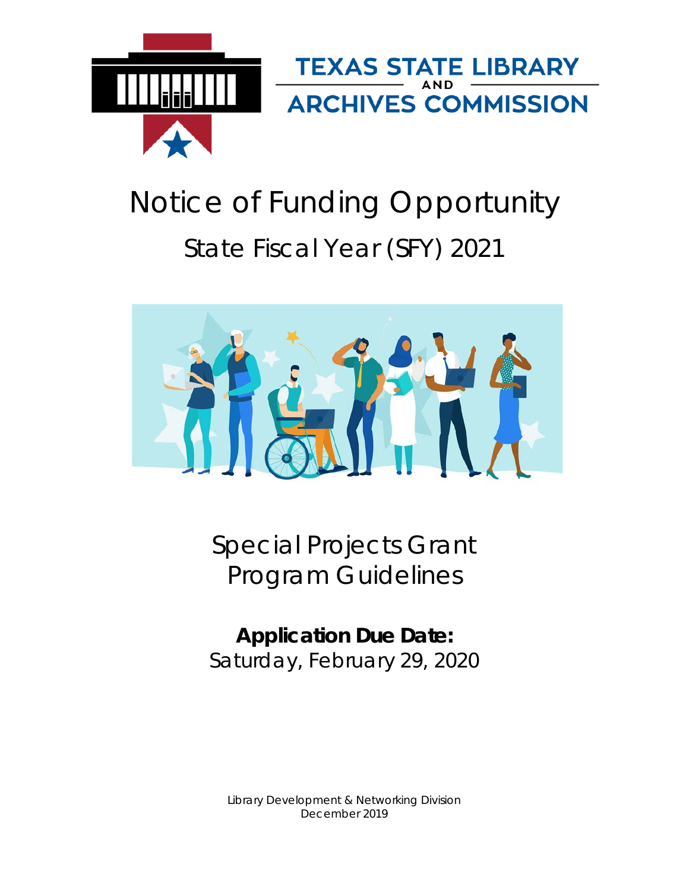TEXAS STATE LIBRARY AND ARCHIVES COMMISSION

# Notice of Funding Opportunity

## State Fiscal Year (SFY) 2021

## Special Projects Grant Program Guidelines

**Application Due Date:**
Saturday, February 29, 2020

Library Development & Networking Division
December 2019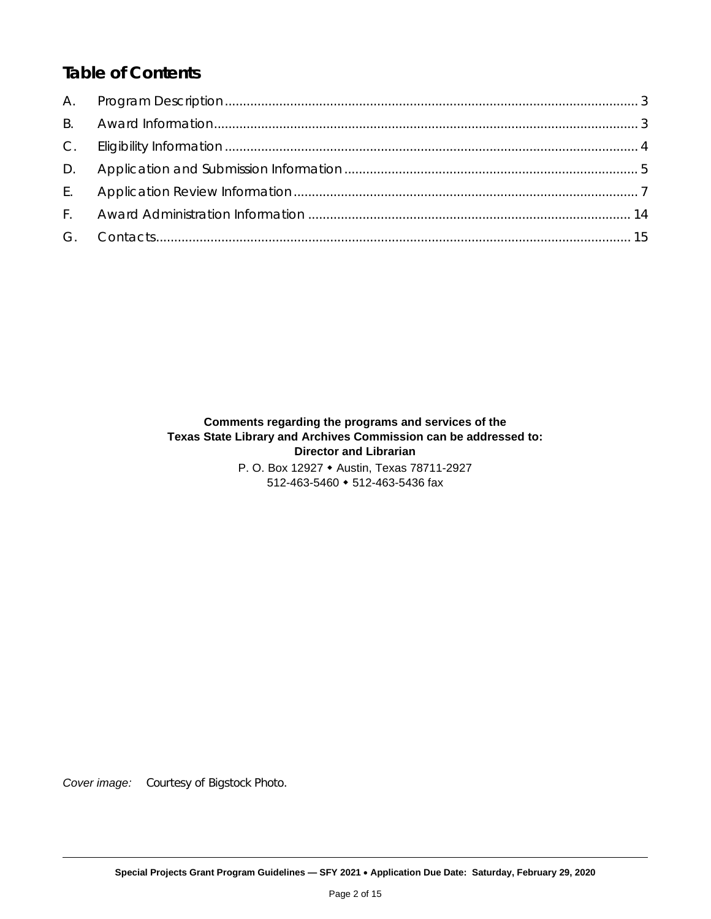## Table of Contents

A. Program Description ........................................................................................................ 3

B. Award Information ........................................................................................................... 3

C. Eligibility Information ...................................................................................................... 4

D. Application and Submission Information ........................................................................ 5

E. Application Review Information ...................................................................................... 7

F. Award Administration Information ................................................................................ 14

G. Contacts ......................................................................................................................... 15

**Comments regarding the programs and services of the**
**Texas State Library and Archives Commission can be addressed to:**
**Director and Librarian**

P. O. Box 12927 • Austin, Texas 78711-2927
512-463-5460 • 512-463-5436 fax

*Cover image:* Courtesy of Bigstock Photo.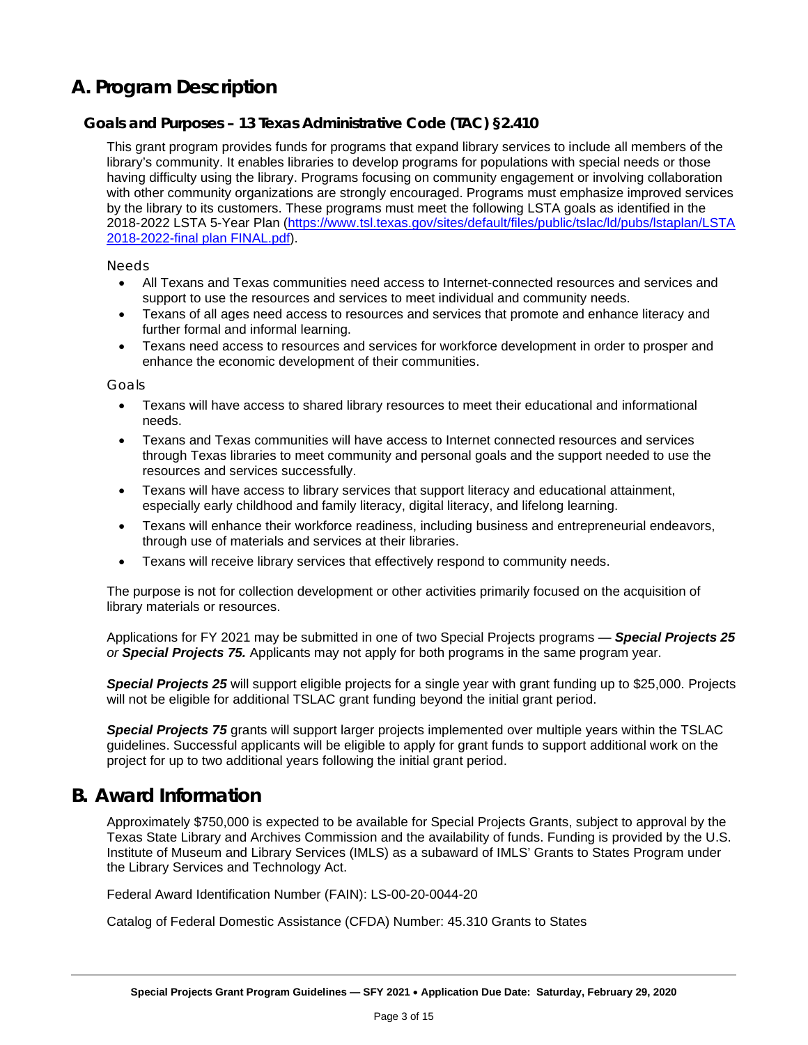# A. Program Description

## Goals and Purposes – 13 Texas Administrative Code (TAC) §2.410

This grant program provides funds for programs that expand library services to include all members of the library's community. It enables libraries to develop programs for populations with special needs or those having difficulty using the library. Programs focusing on community engagement or involving collaboration with other community organizations are strongly encouraged. Programs must emphasize improved services by the library to its customers. These programs must meet the following LSTA goals as identified in the 2018-2022 LSTA 5-Year Plan (https://www.tsl.texas.gov/sites/default/files/public/tslac/ld/pubs/lstaplan/LSTA 2018-2022-final plan FINAL.pdf).

### Needs

- All Texans and Texas communities need access to Internet-connected resources and services and support to use the resources and services to meet individual and community needs.
- Texans of all ages need access to resources and services that promote and enhance literacy and further formal and informal learning.
- Texans need access to resources and services for workforce development in order to prosper and enhance the economic development of their communities.

### Goals

- Texans will have access to shared library resources to meet their educational and informational needs.
- Texans and Texas communities will have access to Internet connected resources and services through Texas libraries to meet community and personal goals and the support needed to use the resources and services successfully.
- Texans will have access to library services that support literacy and educational attainment, especially early childhood and family literacy, digital literacy, and lifelong learning.
- Texans will enhance their workforce readiness, including business and entrepreneurial endeavors, through use of materials and services at their libraries.
- Texans will receive library services that effectively respond to community needs.

The purpose is not for collection development or other activities primarily focused on the acquisition of library materials or resources.

Applications for FY 2021 may be submitted in one of two Special Projects programs — ***Special Projects 25*** *or* ***Special Projects 75.*** Applicants may not apply for both programs in the same program year.

***Special Projects 25*** will support eligible projects for a single year with grant funding up to $25,000. Projects will not be eligible for additional TSLAC grant funding beyond the initial grant period.

***Special Projects 75*** grants will support larger projects implemented over multiple years within the TSLAC guidelines. Successful applicants will be eligible to apply for grant funds to support additional work on the project for up to two additional years following the initial grant period.

# B. Award Information

Approximately $750,000 is expected to be available for Special Projects Grants, subject to approval by the Texas State Library and Archives Commission and the availability of funds. Funding is provided by the U.S. Institute of Museum and Library Services (IMLS) as a subaward of IMLS' Grants to States Program under the Library Services and Technology Act.

Federal Award Identification Number (FAIN): LS-00-20-0044-20

Catalog of Federal Domestic Assistance (CFDA) Number: 45.310 Grants to States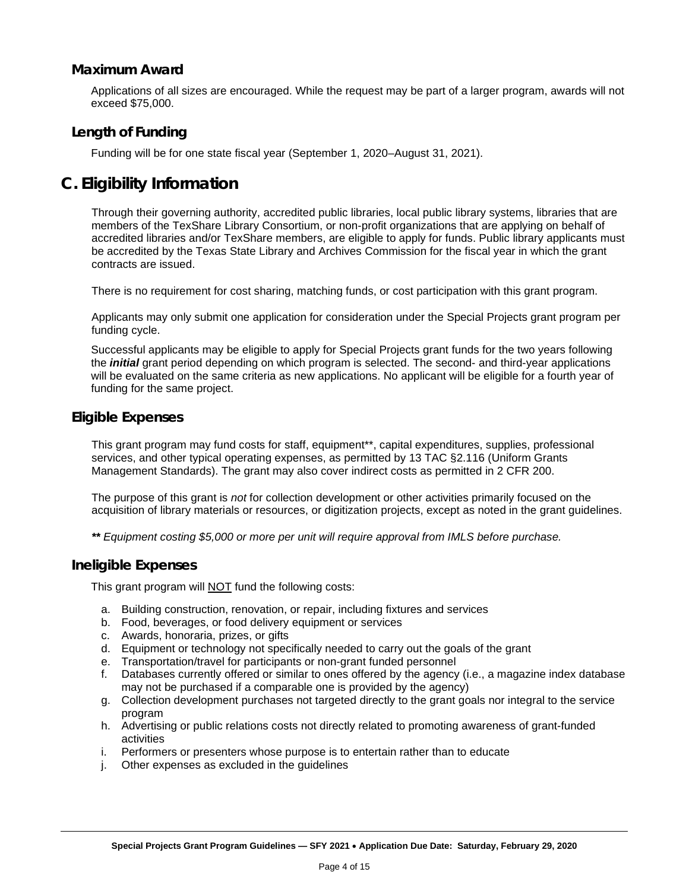### Maximum Award

Applications of all sizes are encouraged. While the request may be part of a larger program, awards will not exceed $75,000.

### Length of Funding

Funding will be for one state fiscal year (September 1, 2020–August 31, 2021).

## C. Eligibility Information

Through their governing authority, accredited public libraries, local public library systems, libraries that are members of the TexShare Library Consortium, or non-profit organizations that are applying on behalf of accredited libraries and/or TexShare members, are eligible to apply for funds. Public library applicants must be accredited by the Texas State Library and Archives Commission for the fiscal year in which the grant contracts are issued.

There is no requirement for cost sharing, matching funds, or cost participation with this grant program.

Applicants may only submit one application for consideration under the Special Projects grant program per funding cycle.

Successful applicants may be eligible to apply for Special Projects grant funds for the two years following the ***initial*** grant period depending on which program is selected. The second- and third-year applications will be evaluated on the same criteria as new applications. No applicant will be eligible for a fourth year of funding for the same project.

### Eligible Expenses

This grant program may fund costs for staff, equipment**, capital expenditures, supplies, professional services, and other typical operating expenses, as permitted by 13 TAC §2.116 (Uniform Grants Management Standards). The grant may also cover indirect costs as permitted in 2 CFR 200.

The purpose of this grant is *not* for collection development or other activities primarily focused on the acquisition of library materials or resources, or digitization projects, except as noted in the grant guidelines.

***** *Equipment costing $5,000 or more per unit will require approval from IMLS before purchase.*

### Ineligible Expenses

This grant program will <u>NOT</u> fund the following costs:

a. Building construction, renovation, or repair, including fixtures and services
b. Food, beverages, or food delivery equipment or services
c. Awards, honoraria, prizes, or gifts
d. Equipment or technology not specifically needed to carry out the goals of the grant
e. Transportation/travel for participants or non-grant funded personnel
f. Databases currently offered or similar to ones offered by the agency (i.e., a magazine index database may not be purchased if a comparable one is provided by the agency)
g. Collection development purchases not targeted directly to the grant goals nor integral to the service program
h. Advertising or public relations costs not directly related to promoting awareness of grant-funded activities
i. Performers or presenters whose purpose is to entertain rather than to educate
j. Other expenses as excluded in the guidelines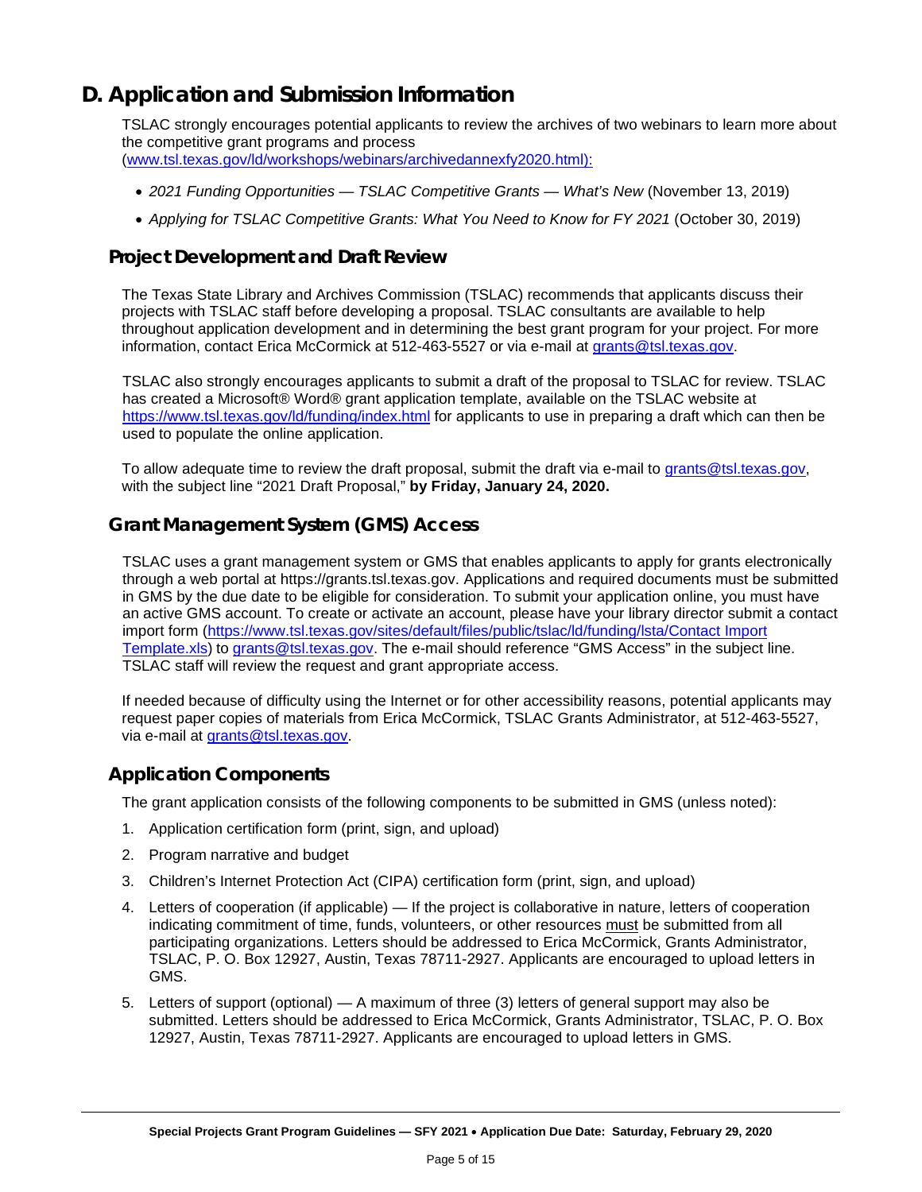# D. Application and Submission Information

TSLAC strongly encourages potential applicants to review the archives of two webinars to learn more about the competitive grant programs and process (www.tsl.texas.gov/ld/workshops/webinars/archivedannexfy2020.html):

- *2021 Funding Opportunities — TSLAC Competitive Grants — What's New* (November 13, 2019)
- *Applying for TSLAC Competitive Grants: What You Need to Know for FY 2021* (October 30, 2019)

## Project Development and Draft Review

The Texas State Library and Archives Commission (TSLAC) recommends that applicants discuss their projects with TSLAC staff before developing a proposal. TSLAC consultants are available to help throughout application development and in determining the best grant program for your project. For more information, contact Erica McCormick at 512-463-5527 or via e-mail at grants@tsl.texas.gov.

TSLAC also strongly encourages applicants to submit a draft of the proposal to TSLAC for review. TSLAC has created a Microsoft® Word® grant application template, available on the TSLAC website at https://www.tsl.texas.gov/ld/funding/index.html for applicants to use in preparing a draft which can then be used to populate the online application.

To allow adequate time to review the draft proposal, submit the draft via e-mail to grants@tsl.texas.gov, with the subject line "2021 Draft Proposal," **by Friday, January 24, 2020.**

## Grant Management System (GMS) Access

TSLAC uses a grant management system or GMS that enables applicants to apply for grants electronically through a web portal at https://grants.tsl.texas.gov. Applications and required documents must be submitted in GMS by the due date to be eligible for consideration. To submit your application online, you must have an active GMS account. To create or activate an account, please have your library director submit a contact import form (https://www.tsl.texas.gov/sites/default/files/public/tslac/ld/funding/lsta/Contact Import Template.xls) to grants@tsl.texas.gov. The e-mail should reference "GMS Access" in the subject line. TSLAC staff will review the request and grant appropriate access.

If needed because of difficulty using the Internet or for other accessibility reasons, potential applicants may request paper copies of materials from Erica McCormick, TSLAC Grants Administrator, at 512-463-5527, via e-mail at grants@tsl.texas.gov.

## Application Components

The grant application consists of the following components to be submitted in GMS (unless noted):

1. Application certification form (print, sign, and upload)
2. Program narrative and budget
3. Children's Internet Protection Act (CIPA) certification form (print, sign, and upload)
4. Letters of cooperation (if applicable) — If the project is collaborative in nature, letters of cooperation indicating commitment of time, funds, volunteers, or other resources must be submitted from all participating organizations. Letters should be addressed to Erica McCormick, Grants Administrator, TSLAC, P. O. Box 12927, Austin, Texas 78711-2927. Applicants are encouraged to upload letters in GMS.
5. Letters of support (optional) — A maximum of three (3) letters of general support may also be submitted. Letters should be addressed to Erica McCormick, Grants Administrator, TSLAC, P. O. Box 12927, Austin, Texas 78711-2927. Applicants are encouraged to upload letters in GMS.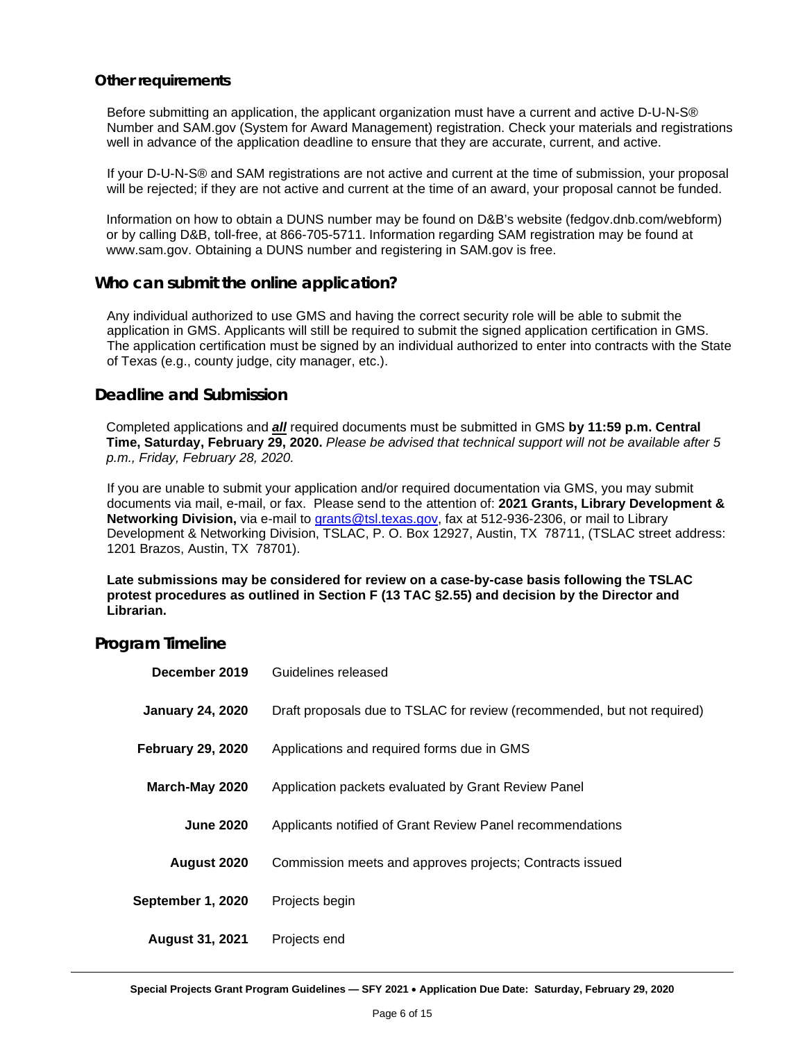## Other requirements

Before submitting an application, the applicant organization must have a current and active D-U-N-S® Number and SAM.gov (System for Award Management) registration. Check your materials and registrations well in advance of the application deadline to ensure that they are accurate, current, and active.

If your D-U-N-S® and SAM registrations are not active and current at the time of submission, your proposal will be rejected; if they are not active and current at the time of an award, your proposal cannot be funded.

Information on how to obtain a DUNS number may be found on D&B's website (fedgov.dnb.com/webform) or by calling D&B, toll-free, at 866-705-5711. Information regarding SAM registration may be found at www.sam.gov. Obtaining a DUNS number and registering in SAM.gov is free.

## Who can submit the online application?

Any individual authorized to use GMS and having the correct security role will be able to submit the application in GMS. Applicants will still be required to submit the signed application certification in GMS. The application certification must be signed by an individual authorized to enter into contracts with the State of Texas (e.g., county judge, city manager, etc.).

## Deadline and Submission

Completed applications and ***all*** required documents must be submitted in GMS **by 11:59 p.m. Central Time, Saturday, February 29, 2020.** *Please be advised that technical support will not be available after 5 p.m., Friday, February 28, 2020.*

If you are unable to submit your application and/or required documentation via GMS, you may submit documents via mail, e-mail, or fax. Please send to the attention of: **2021 Grants, Library Development & Networking Division,** via e-mail to grants@tsl.texas.gov, fax at 512-936-2306, or mail to Library Development & Networking Division, TSLAC, P. O. Box 12927, Austin, TX 78711, (TSLAC street address: 1201 Brazos, Austin, TX 78701).

**Late submissions may be considered for review on a case-by-case basis following the TSLAC protest procedures as outlined in Section F (13 TAC §2.55) and decision by the Director and Librarian.**

## Program Timeline

| | |
|---|---|
| **December 2019** | Guidelines released |
| **January 24, 2020** | Draft proposals due to TSLAC for review (recommended, but not required) |
| **February 29, 2020** | Applications and required forms due in GMS |
| **March-May 2020** | Application packets evaluated by Grant Review Panel |
| **June 2020** | Applicants notified of Grant Review Panel recommendations |
| **August 2020** | Commission meets and approves projects; Contracts issued |
| **September 1, 2020** | Projects begin |
| **August 31, 2021** | Projects end |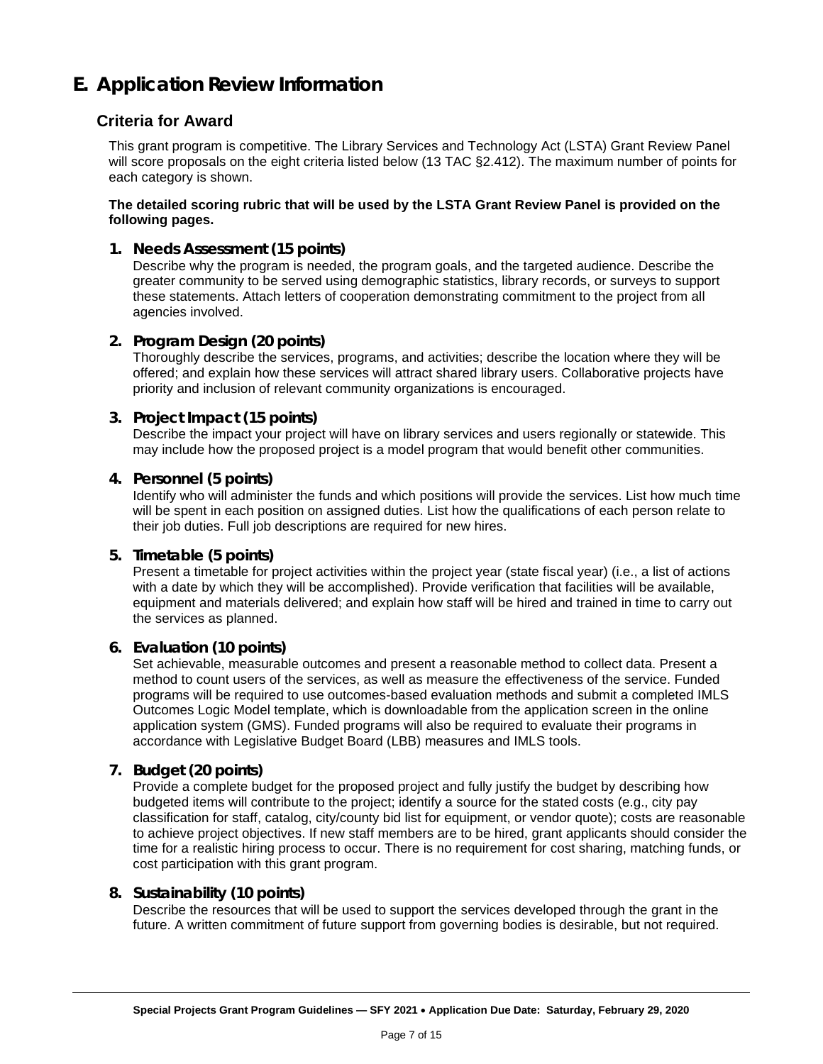# E. Application Review Information

## Criteria for Award

This grant program is competitive. The Library Services and Technology Act (LSTA) Grant Review Panel will score proposals on the eight criteria listed below (13 TAC §2.412). The maximum number of points for each category is shown.

**The detailed scoring rubric that will be used by the LSTA Grant Review Panel is provided on the following pages.**

### 1. Needs Assessment (15 points)

Describe why the program is needed, the program goals, and the targeted audience. Describe the greater community to be served using demographic statistics, library records, or surveys to support these statements. Attach letters of cooperation demonstrating commitment to the project from all agencies involved.

### 2. Program Design (20 points)

Thoroughly describe the services, programs, and activities; describe the location where they will be offered; and explain how these services will attract shared library users. Collaborative projects have priority and inclusion of relevant community organizations is encouraged.

### 3. Project Impact (15 points)

Describe the impact your project will have on library services and users regionally or statewide. This may include how the proposed project is a model program that would benefit other communities.

### 4. Personnel (5 points)

Identify who will administer the funds and which positions will provide the services. List how much time will be spent in each position on assigned duties. List how the qualifications of each person relate to their job duties. Full job descriptions are required for new hires.

### 5. Timetable (5 points)

Present a timetable for project activities within the project year (state fiscal year) (i.e., a list of actions with a date by which they will be accomplished). Provide verification that facilities will be available, equipment and materials delivered; and explain how staff will be hired and trained in time to carry out the services as planned.

### 6. Evaluation (10 points)

Set achievable, measurable outcomes and present a reasonable method to collect data. Present a method to count users of the services, as well as measure the effectiveness of the service. Funded programs will be required to use outcomes-based evaluation methods and submit a completed IMLS Outcomes Logic Model template, which is downloadable from the application screen in the online application system (GMS). Funded programs will also be required to evaluate their programs in accordance with Legislative Budget Board (LBB) measures and IMLS tools.

### 7. Budget (20 points)

Provide a complete budget for the proposed project and fully justify the budget by describing how budgeted items will contribute to the project; identify a source for the stated costs (e.g., city pay classification for staff, catalog, city/county bid list for equipment, or vendor quote); costs are reasonable to achieve project objectives. If new staff members are to be hired, grant applicants should consider the time for a realistic hiring process to occur. There is no requirement for cost sharing, matching funds, or cost participation with this grant program.

### 8. Sustainability (10 points)

Describe the resources that will be used to support the services developed through the grant in the future. A written commitment of future support from governing bodies is desirable, but not required.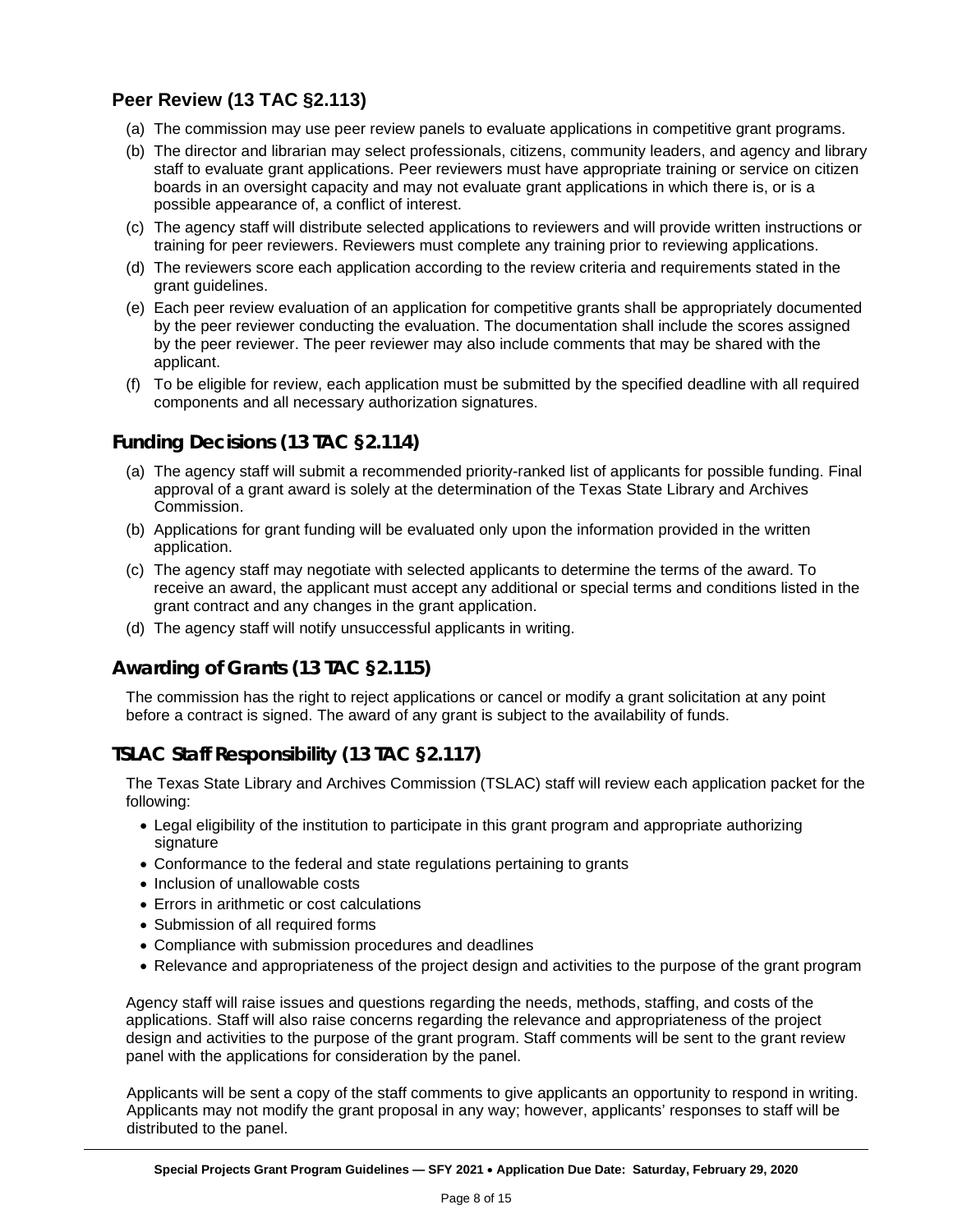## Peer Review (13 TAC §2.113)

(a) The commission may use peer review panels to evaluate applications in competitive grant programs.

(b) The director and librarian may select professionals, citizens, community leaders, and agency and library staff to evaluate grant applications. Peer reviewers must have appropriate training or service on citizen boards in an oversight capacity and may not evaluate grant applications in which there is, or is a possible appearance of, a conflict of interest.

(c) The agency staff will distribute selected applications to reviewers and will provide written instructions or training for peer reviewers. Reviewers must complete any training prior to reviewing applications.

(d) The reviewers score each application according to the review criteria and requirements stated in the grant guidelines.

(e) Each peer review evaluation of an application for competitive grants shall be appropriately documented by the peer reviewer conducting the evaluation. The documentation shall include the scores assigned by the peer reviewer. The peer reviewer may also include comments that may be shared with the applicant.

(f) To be eligible for review, each application must be submitted by the specified deadline with all required components and all necessary authorization signatures.

## Funding Decisions (13 TAC §2.114)

(a) The agency staff will submit a recommended priority-ranked list of applicants for possible funding. Final approval of a grant award is solely at the determination of the Texas State Library and Archives Commission.

(b) Applications for grant funding will be evaluated only upon the information provided in the written application.

(c) The agency staff may negotiate with selected applicants to determine the terms of the award. To receive an award, the applicant must accept any additional or special terms and conditions listed in the grant contract and any changes in the grant application.

(d) The agency staff will notify unsuccessful applicants in writing.

## Awarding of Grants (13 TAC §2.115)

The commission has the right to reject applications or cancel or modify a grant solicitation at any point before a contract is signed. The award of any grant is subject to the availability of funds.

## TSLAC Staff Responsibility (13 TAC §2.117)

The Texas State Library and Archives Commission (TSLAC) staff will review each application packet for the following:

- Legal eligibility of the institution to participate in this grant program and appropriate authorizing signature
- Conformance to the federal and state regulations pertaining to grants
- Inclusion of unallowable costs
- Errors in arithmetic or cost calculations
- Submission of all required forms
- Compliance with submission procedures and deadlines
- Relevance and appropriateness of the project design and activities to the purpose of the grant program

Agency staff will raise issues and questions regarding the needs, methods, staffing, and costs of the applications. Staff will also raise concerns regarding the relevance and appropriateness of the project design and activities to the purpose of the grant program. Staff comments will be sent to the grant review panel with the applications for consideration by the panel.

Applicants will be sent a copy of the staff comments to give applicants an opportunity to respond in writing. Applicants may not modify the grant proposal in any way; however, applicants' responses to staff will be distributed to the panel.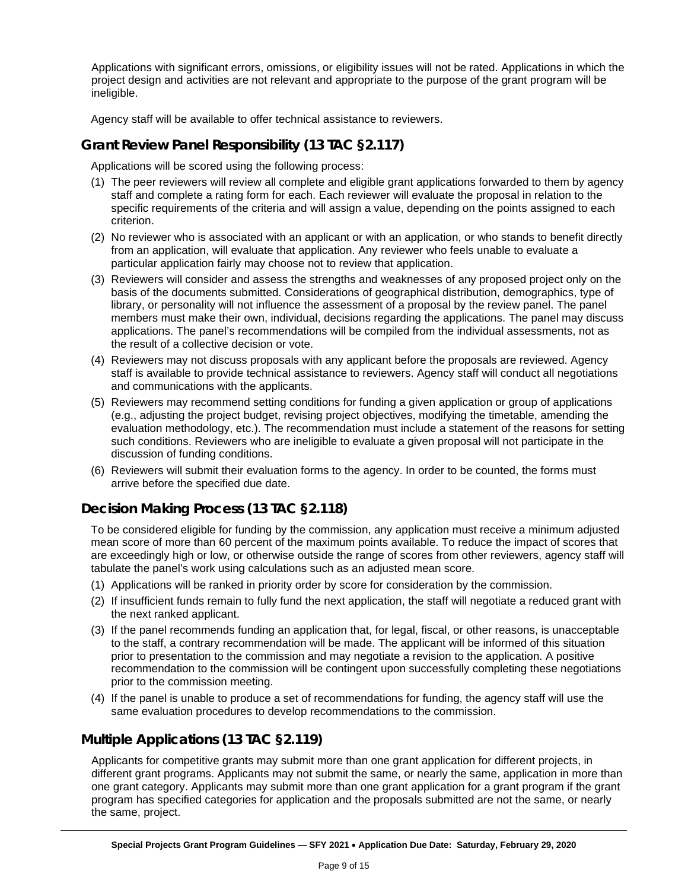Applications with significant errors, omissions, or eligibility issues will not be rated. Applications in which the project design and activities are not relevant and appropriate to the purpose of the grant program will be ineligible.

Agency staff will be available to offer technical assistance to reviewers.

## Grant Review Panel Responsibility (13 TAC §2.117)

Applications will be scored using the following process:

(1) The peer reviewers will review all complete and eligible grant applications forwarded to them by agency staff and complete a rating form for each. Each reviewer will evaluate the proposal in relation to the specific requirements of the criteria and will assign a value, depending on the points assigned to each criterion.

(2) No reviewer who is associated with an applicant or with an application, or who stands to benefit directly from an application, will evaluate that application. Any reviewer who feels unable to evaluate a particular application fairly may choose not to review that application.

(3) Reviewers will consider and assess the strengths and weaknesses of any proposed project only on the basis of the documents submitted. Considerations of geographical distribution, demographics, type of library, or personality will not influence the assessment of a proposal by the review panel. The panel members must make their own, individual, decisions regarding the applications. The panel may discuss applications. The panel's recommendations will be compiled from the individual assessments, not as the result of a collective decision or vote.

(4) Reviewers may not discuss proposals with any applicant before the proposals are reviewed. Agency staff is available to provide technical assistance to reviewers. Agency staff will conduct all negotiations and communications with the applicants.

(5) Reviewers may recommend setting conditions for funding a given application or group of applications (e.g., adjusting the project budget, revising project objectives, modifying the timetable, amending the evaluation methodology, etc.). The recommendation must include a statement of the reasons for setting such conditions. Reviewers who are ineligible to evaluate a given proposal will not participate in the discussion of funding conditions.

(6) Reviewers will submit their evaluation forms to the agency. In order to be counted, the forms must arrive before the specified due date.

## Decision Making Process (13 TAC §2.118)

To be considered eligible for funding by the commission, any application must receive a minimum adjusted mean score of more than 60 percent of the maximum points available. To reduce the impact of scores that are exceedingly high or low, or otherwise outside the range of scores from other reviewers, agency staff will tabulate the panel's work using calculations such as an adjusted mean score.

(1) Applications will be ranked in priority order by score for consideration by the commission.

(2) If insufficient funds remain to fully fund the next application, the staff will negotiate a reduced grant with the next ranked applicant.

(3) If the panel recommends funding an application that, for legal, fiscal, or other reasons, is unacceptable to the staff, a contrary recommendation will be made. The applicant will be informed of this situation prior to presentation to the commission and may negotiate a revision to the application. A positive recommendation to the commission will be contingent upon successfully completing these negotiations prior to the commission meeting.

(4) If the panel is unable to produce a set of recommendations for funding, the agency staff will use the same evaluation procedures to develop recommendations to the commission.

## Multiple Applications (13 TAC §2.119)

Applicants for competitive grants may submit more than one grant application for different projects, in different grant programs. Applicants may not submit the same, or nearly the same, application in more than one grant category. Applicants may submit more than one grant application for a grant program if the grant program has specified categories for application and the proposals submitted are not the same, or nearly the same, project.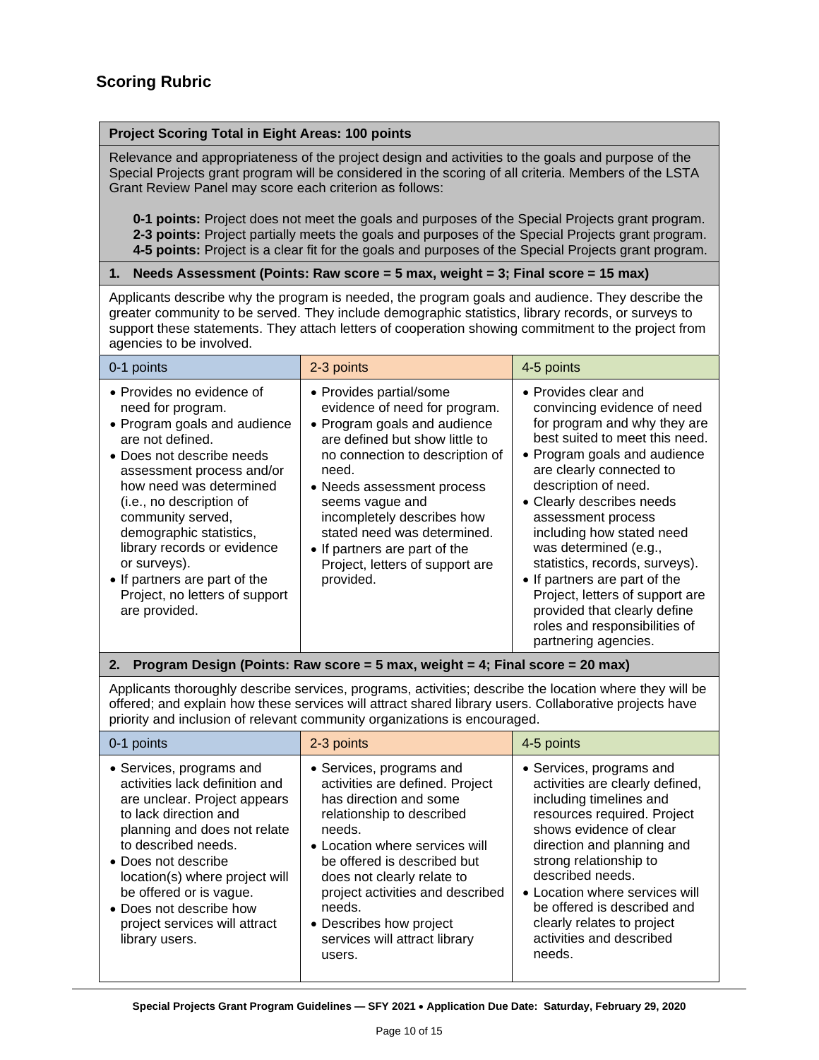## Scoring Rubric

**Project Scoring Total in Eight Areas: 100 points**

Relevance and appropriateness of the project design and activities to the goals and purpose of the Special Projects grant program will be considered in the scoring of all criteria. Members of the LSTA Grant Review Panel may score each criterion as follows:

**0-1 points:** Project does not meet the goals and purposes of the Special Projects grant program.
**2-3 points:** Project partially meets the goals and purposes of the Special Projects grant program.
**4-5 points:** Project is a clear fit for the goals and purposes of the Special Projects grant program.

**1. Needs Assessment (Points: Raw score = 5 max, weight = 3; Final score = 15 max)**

Applicants describe why the program is needed, the program goals and audience. They describe the greater community to be served. They include demographic statistics, library records, or surveys to support these statements. They attach letters of cooperation showing commitment to the project from agencies to be involved.

| 0-1 points | 2-3 points | 4-5 points |
|---|---|---|
| • Provides no evidence of need for program.<br>• Program goals and audience are not defined.<br>• Does not describe needs assessment process and/or how need was determined (i.e., no description of community served, demographic statistics, library records or evidence or surveys).<br>• If partners are part of the Project, no letters of support are provided. | • Provides partial/some evidence of need for program.<br>• Program goals and audience are defined but show little to no connection to description of need.<br>• Needs assessment process seems vague and incompletely describes how stated need was determined.<br>• If partners are part of the Project, letters of support are provided. | • Provides clear and convincing evidence of need for program and why they are best suited to meet this need.<br>• Program goals and audience are clearly connected to description of need.<br>• Clearly describes needs assessment process including how stated need was determined (e.g., statistics, records, surveys).<br>• If partners are part of the Project, letters of support are provided that clearly define roles and responsibilities of partnering agencies. |

**2. Program Design (Points: Raw score = 5 max, weight = 4; Final score = 20 max)**

Applicants thoroughly describe services, programs, activities; describe the location where they will be offered; and explain how these services will attract shared library users. Collaborative projects have priority and inclusion of relevant community organizations is encouraged.

| 0-1 points | 2-3 points | 4-5 points |
|---|---|---|
| • Services, programs and activities lack definition and are unclear. Project appears to lack direction and planning and does not relate to described needs.<br>• Does not describe location(s) where project will be offered or is vague.<br>• Does not describe how project services will attract library users. | • Services, programs and activities are defined. Project has direction and some relationship to described needs.<br>• Location where services will be offered is described but does not clearly relate to project activities and described needs.<br>• Describes how project services will attract library users. | • Services, programs and activities are clearly defined, including timelines and resources required. Project shows evidence of clear direction and planning and strong relationship to described needs.<br>• Location where services will be offered is described and clearly relates to project activities and described needs. |

Special Projects Grant Program Guidelines — SFY 2021 • Application Due Date: Saturday, February 29, 2020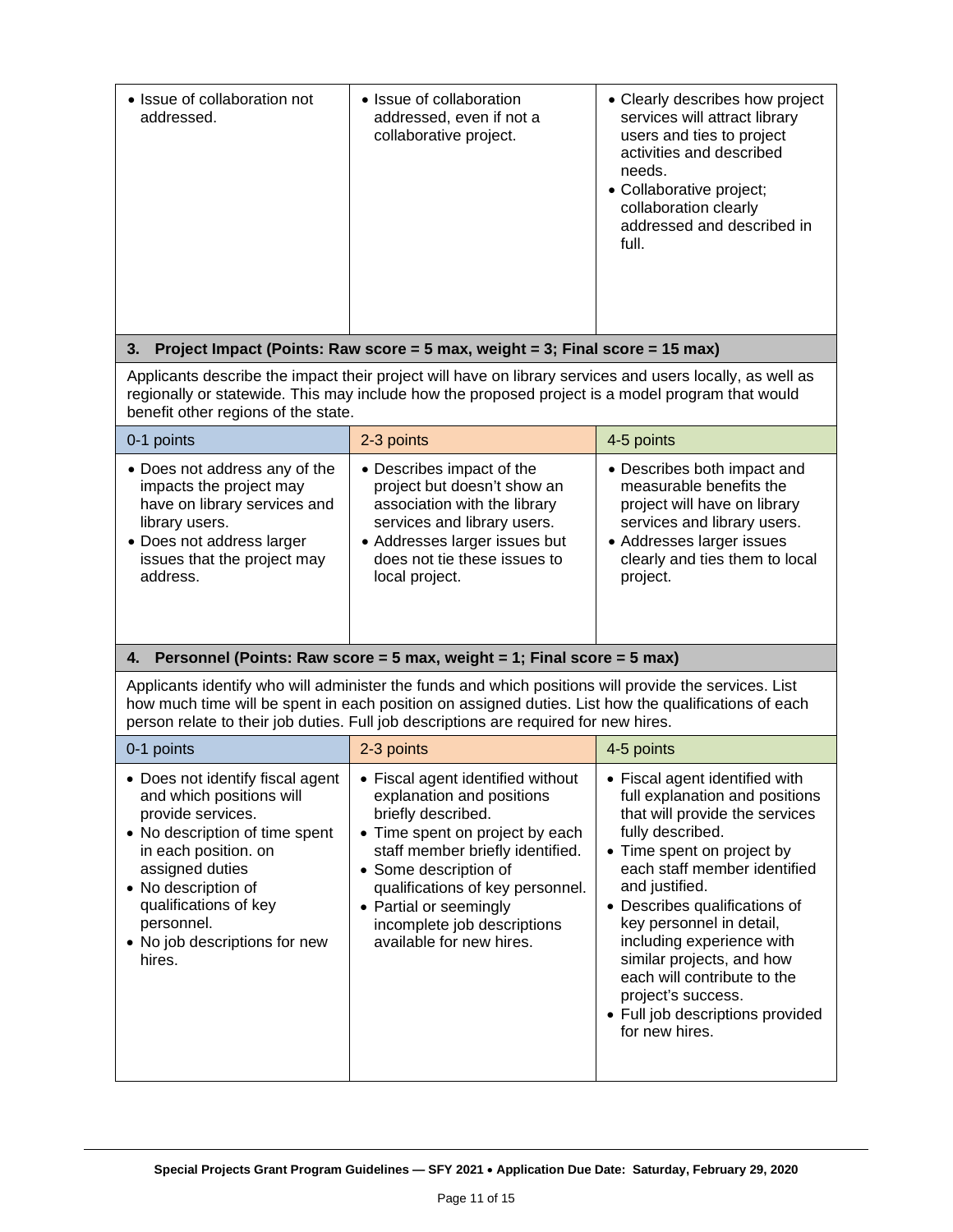| | | |
|---|---|---|
| • Issue of collaboration not addressed. | • Issue of collaboration addressed, even if not a collaborative project. | • Clearly describes how project services will attract library users and ties to project activities and described needs.<br>• Collaborative project; collaboration clearly addressed and described in full. |

### 3. Project Impact (Points: Raw score = 5 max, weight = 3; Final score = 15 max)

Applicants describe the impact their project will have on library services and users locally, as well as regionally or statewide. This may include how the proposed project is a model program that would benefit other regions of the state.

| 0-1 points | 2-3 points | 4-5 points |
|---|---|---|
| • Does not address any of the impacts the project may have on library services and library users.<br>• Does not address larger issues that the project may address. | • Describes impact of the project but doesn't show an association with the library services and library users.<br>• Addresses larger issues but does not tie these issues to local project. | • Describes both impact and measurable benefits the project will have on library services and library users.<br>• Addresses larger issues clearly and ties them to local project. |

### 4. Personnel (Points: Raw score = 5 max, weight = 1; Final score = 5 max)

Applicants identify who will administer the funds and which positions will provide the services. List how much time will be spent in each position on assigned duties. List how the qualifications of each person relate to their job duties. Full job descriptions are required for new hires.

| 0-1 points | 2-3 points | 4-5 points |
|---|---|---|
| • Does not identify fiscal agent and which positions will provide services.<br>• No description of time spent in each position. on assigned duties<br>• No description of qualifications of key personnel.<br>• No job descriptions for new hires. | • Fiscal agent identified without explanation and positions briefly described.<br>• Time spent on project by each staff member briefly identified.<br>• Some description of qualifications of key personnel.<br>• Partial or seemingly incomplete job descriptions available for new hires. | • Fiscal agent identified with full explanation and positions that will provide the services fully described.<br>• Time spent on project by each staff member identified and justified.<br>• Describes qualifications of key personnel in detail, including experience with similar projects, and how each will contribute to the project's success.<br>• Full job descriptions provided for new hires. |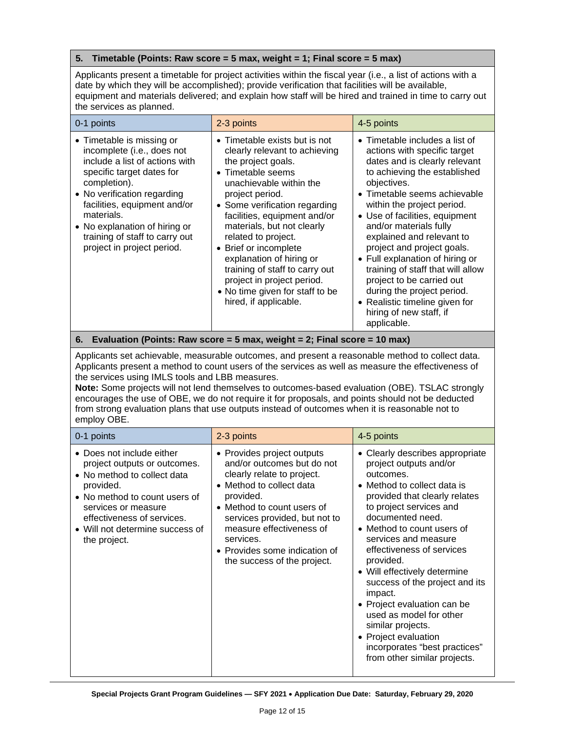### 5. Timetable (Points: Raw score = 5 max, weight = 1; Final score = 5 max)

Applicants present a timetable for project activities within the fiscal year (i.e., a list of actions with a date by which they will be accomplished); provide verification that facilities will be available, equipment and materials delivered; and explain how staff will be hired and trained in time to carry out the services as planned.

| 0-1 points | 2-3 points | 4-5 points |
|---|---|---|
| • Timetable is missing or incomplete (i.e., does not include a list of actions with specific target dates for completion).<br>• No verification regarding facilities, equipment and/or materials.<br>• No explanation of hiring or training of staff to carry out project in project period. | • Timetable exists but is not clearly relevant to achieving the project goals.<br>• Timetable seems unachievable within the project period.<br>• Some verification regarding facilities, equipment and/or materials, but not clearly related to project.<br>• Brief or incomplete explanation of hiring or training of staff to carry out project in project period.<br>• No time given for staff to be hired, if applicable. | • Timetable includes a list of actions with specific target dates and is clearly relevant to achieving the established objectives.<br>• Timetable seems achievable within the project period.<br>• Use of facilities, equipment and/or materials fully explained and relevant to project and project goals.<br>• Full explanation of hiring or training of staff that will allow project to be carried out during the project period.<br>• Realistic timeline given for hiring of new staff, if applicable. |

### 6. Evaluation (Points: Raw score = 5 max, weight = 2; Final score = 10 max)

Applicants set achievable, measurable outcomes, and present a reasonable method to collect data. Applicants present a method to count users of the services as well as measure the effectiveness of the services using IMLS tools and LBB measures.

**Note:** Some projects will not lend themselves to outcomes-based evaluation (OBE). TSLAC strongly encourages the use of OBE, we do not require it for proposals, and points should not be deducted from strong evaluation plans that use outputs instead of outcomes when it is reasonable not to employ OBE.

| 0-1 points | 2-3 points | 4-5 points |
|---|---|---|
| • Does not include either project outputs or outcomes.<br>• No method to collect data provided.<br>• No method to count users of services or measure effectiveness of services.<br>• Will not determine success of the project. | • Provides project outputs and/or outcomes but do not clearly relate to project.<br>• Method to collect data provided.<br>• Method to count users of services provided, but not to measure effectiveness of services.<br>• Provides some indication of the success of the project. | • Clearly describes appropriate project outputs and/or outcomes.<br>• Method to collect data is provided that clearly relates to project services and documented need.<br>• Method to count users of services and measure effectiveness of services provided.<br>• Will effectively determine success of the project and its impact.<br>• Project evaluation can be used as model for other similar projects.<br>• Project evaluation incorporates "best practices" from other similar projects. |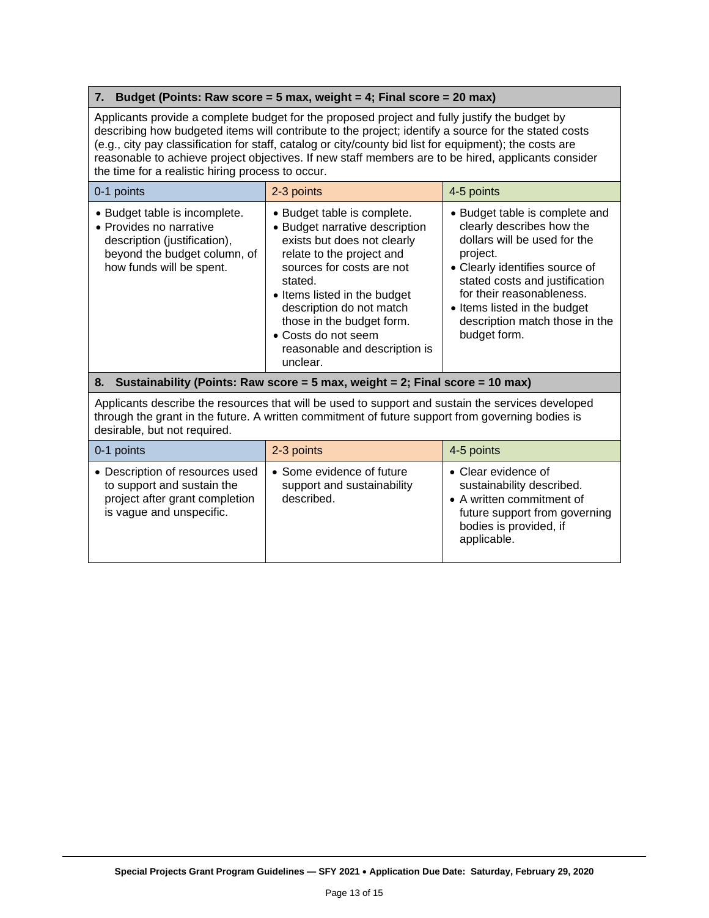### 7. Budget (Points: Raw score = 5 max, weight = 4; Final score = 20 max)

Applicants provide a complete budget for the proposed project and fully justify the budget by describing how budgeted items will contribute to the project; identify a source for the stated costs (e.g., city pay classification for staff, catalog or city/county bid list for equipment); the costs are reasonable to achieve project objectives. If new staff members are to be hired, applicants consider the time for a realistic hiring process to occur.

| 0-1 points | 2-3 points | 4-5 points |
|---|---|---|
| • Budget table is incomplete.<br>• Provides no narrative description (justification), beyond the budget column, of how funds will be spent. | • Budget table is complete.<br>• Budget narrative description exists but does not clearly relate to the project and sources for costs are not stated.<br>• Items listed in the budget description do not match those in the budget form.<br>• Costs do not seem reasonable and description is unclear. | • Budget table is complete and clearly describes how the dollars will be used for the project.<br>• Clearly identifies source of stated costs and justification for their reasonableness.<br>• Items listed in the budget description match those in the budget form. |

### 8. Sustainability (Points: Raw score = 5 max, weight = 2; Final score = 10 max)

Applicants describe the resources that will be used to support and sustain the services developed through the grant in the future. A written commitment of future support from governing bodies is desirable, but not required.

| 0-1 points | 2-3 points | 4-5 points |
|---|---|---|
| • Description of resources used to support and sustain the project after grant completion is vague and unspecific. | • Some evidence of future support and sustainability described. | • Clear evidence of sustainability described.<br>• A written commitment of future support from governing bodies is provided, if applicable. |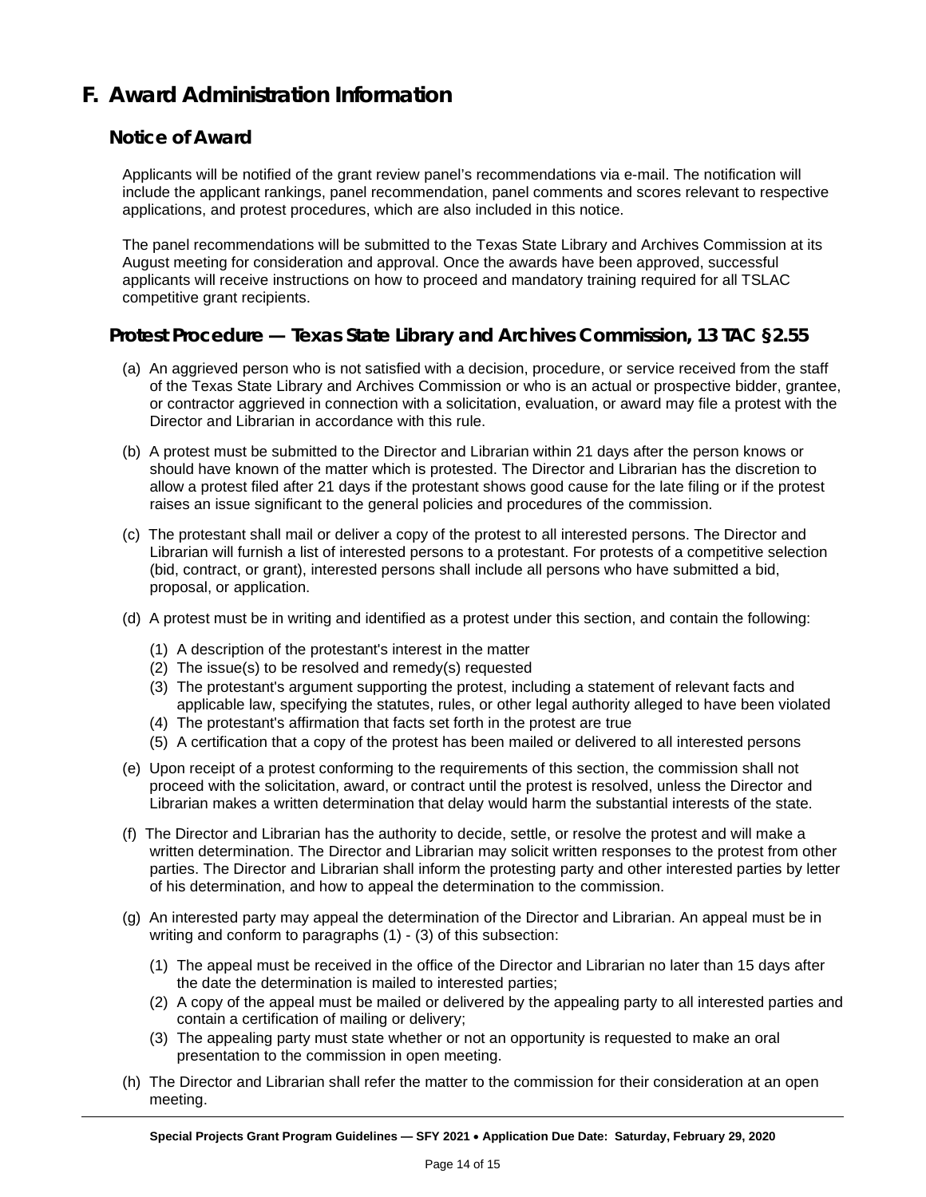# F. Award Administration Information

## Notice of Award

Applicants will be notified of the grant review panel's recommendations via e-mail. The notification will include the applicant rankings, panel recommendation, panel comments and scores relevant to respective applications, and protest procedures, which are also included in this notice.

The panel recommendations will be submitted to the Texas State Library and Archives Commission at its August meeting for consideration and approval. Once the awards have been approved, successful applicants will receive instructions on how to proceed and mandatory training required for all TSLAC competitive grant recipients.

## Protest Procedure — Texas State Library and Archives Commission, 13 TAC §2.55

(a) An aggrieved person who is not satisfied with a decision, procedure, or service received from the staff of the Texas State Library and Archives Commission or who is an actual or prospective bidder, grantee, or contractor aggrieved in connection with a solicitation, evaluation, or award may file a protest with the Director and Librarian in accordance with this rule.

(b) A protest must be submitted to the Director and Librarian within 21 days after the person knows or should have known of the matter which is protested. The Director and Librarian has the discretion to allow a protest filed after 21 days if the protestant shows good cause for the late filing or if the protest raises an issue significant to the general policies and procedures of the commission.

(c) The protestant shall mail or deliver a copy of the protest to all interested persons. The Director and Librarian will furnish a list of interested persons to a protestant. For protests of a competitive selection (bid, contract, or grant), interested persons shall include all persons who have submitted a bid, proposal, or application.

(d) A protest must be in writing and identified as a protest under this section, and contain the following:

   (1) A description of the protestant's interest in the matter
   (2) The issue(s) to be resolved and remedy(s) requested
   (3) The protestant's argument supporting the protest, including a statement of relevant facts and applicable law, specifying the statutes, rules, or other legal authority alleged to have been violated
   (4) The protestant's affirmation that facts set forth in the protest are true
   (5) A certification that a copy of the protest has been mailed or delivered to all interested persons

(e) Upon receipt of a protest conforming to the requirements of this section, the commission shall not proceed with the solicitation, award, or contract until the protest is resolved, unless the Director and Librarian makes a written determination that delay would harm the substantial interests of the state.

(f) The Director and Librarian has the authority to decide, settle, or resolve the protest and will make a written determination. The Director and Librarian may solicit written responses to the protest from other parties. The Director and Librarian shall inform the protesting party and other interested parties by letter of his determination, and how to appeal the determination to the commission.

(g) An interested party may appeal the determination of the Director and Librarian. An appeal must be in writing and conform to paragraphs (1) - (3) of this subsection:

   (1) The appeal must be received in the office of the Director and Librarian no later than 15 days after the date the determination is mailed to interested parties;
   (2) A copy of the appeal must be mailed or delivered by the appealing party to all interested parties and contain a certification of mailing or delivery;
   (3) The appealing party must state whether or not an opportunity is requested to make an oral presentation to the commission in open meeting.

(h) The Director and Librarian shall refer the matter to the commission for their consideration at an open meeting.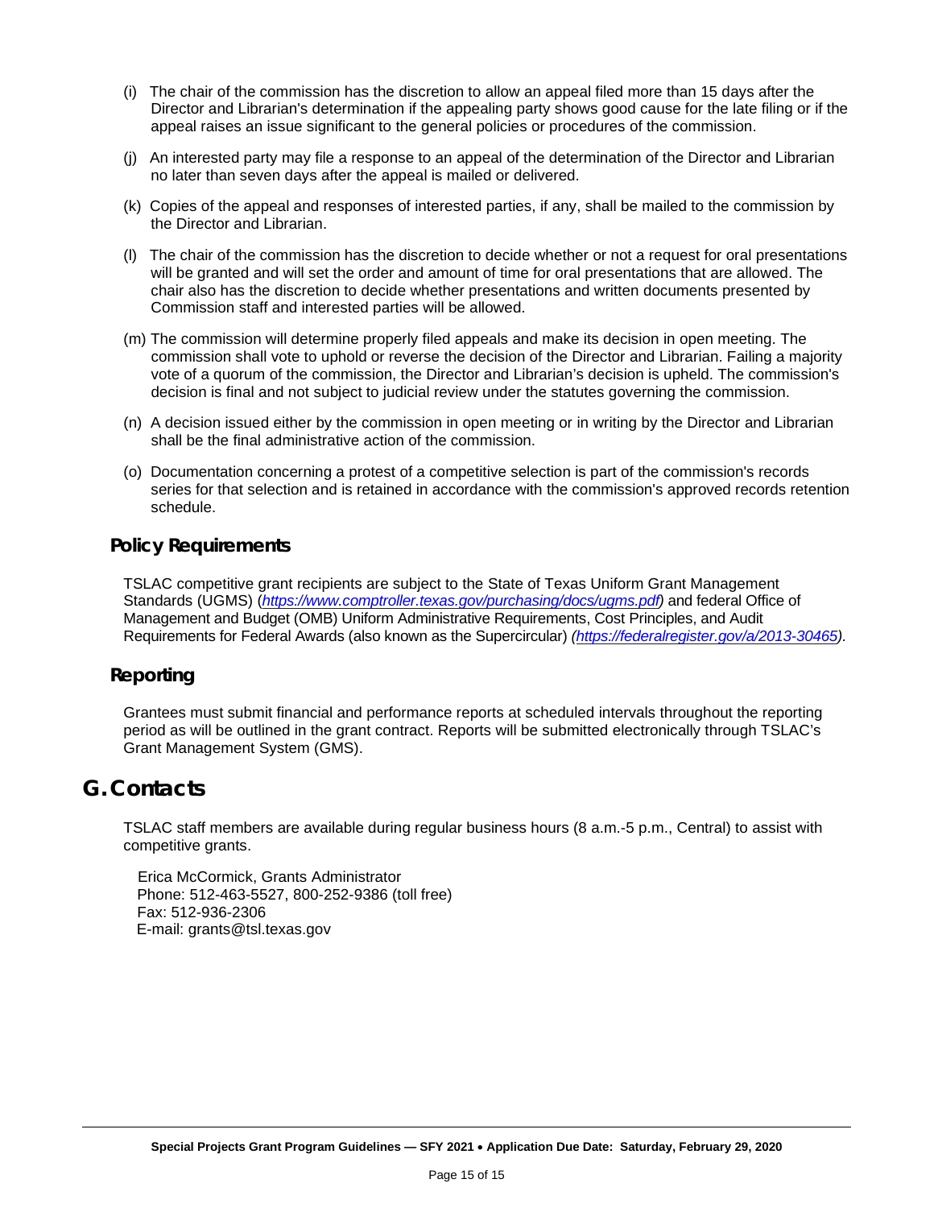(i) The chair of the commission has the discretion to allow an appeal filed more than 15 days after the Director and Librarian's determination if the appealing party shows good cause for the late filing or if the appeal raises an issue significant to the general policies or procedures of the commission.

(j) An interested party may file a response to an appeal of the determination of the Director and Librarian no later than seven days after the appeal is mailed or delivered.

(k) Copies of the appeal and responses of interested parties, if any, shall be mailed to the commission by the Director and Librarian.

(l) The chair of the commission has the discretion to decide whether or not a request for oral presentations will be granted and will set the order and amount of time for oral presentations that are allowed. The chair also has the discretion to decide whether presentations and written documents presented by Commission staff and interested parties will be allowed.

(m) The commission will determine properly filed appeals and make its decision in open meeting. The commission shall vote to uphold or reverse the decision of the Director and Librarian. Failing a majority vote of a quorum of the commission, the Director and Librarian's decision is upheld. The commission's decision is final and not subject to judicial review under the statutes governing the commission.

(n) A decision issued either by the commission in open meeting or in writing by the Director and Librarian shall be the final administrative action of the commission.

(o) Documentation concerning a protest of a competitive selection is part of the commission's records series for that selection and is retained in accordance with the commission's approved records retention schedule.

### Policy Requirements

TSLAC competitive grant recipients are subject to the State of Texas Uniform Grant Management Standards (UGMS) (*https://www.comptroller.texas.gov/purchasing/docs/ugms.pdf)* and federal Office of Management and Budget (OMB) Uniform Administrative Requirements, Cost Principles, and Audit Requirements for Federal Awards (also known as the Supercircular) *(https://federalregister.gov/a/2013-30465).*

### Reporting

Grantees must submit financial and performance reports at scheduled intervals throughout the reporting period as will be outlined in the grant contract. Reports will be submitted electronically through TSLAC's Grant Management System (GMS).

## G. Contacts

TSLAC staff members are available during regular business hours (8 a.m.-5 p.m., Central) to assist with competitive grants.

Erica McCormick, Grants Administrator
Phone: 512-463-5527, 800-252-9386 (toll free)
Fax: 512-936-2306
E-mail: grants@tsl.texas.gov